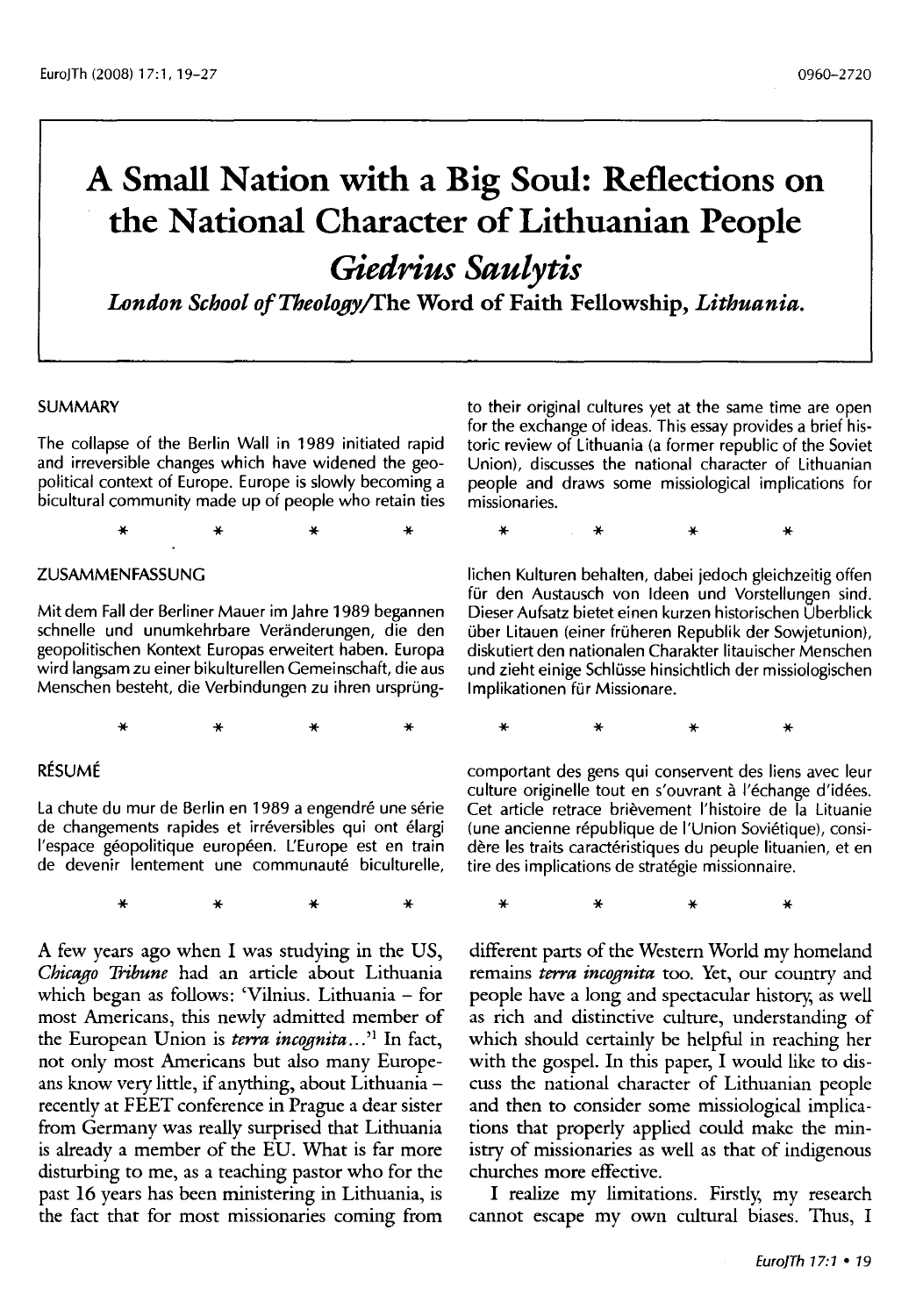# A Small Nation with a Big Soul: Reflections on the National Character of Lithuanian People

## *Giedrius Saulytis*

***London School of Theology*/The Word of Faith Fellowship, *Lithuania.***

## SUMMARY

The collapse of the Berlin Wall in 1989 initiated rapid and irreversible changes which have widened the geopolitical context of Europe. Europe is slowly becoming a bicultural community made up of people who retain ties to their original cultures yet at the same time are open for the exchange of ideas. This essay provides a brief historic review of Lithuania (a former republic of the Soviet Union), discusses the national character of Lithuanian people and draws some missiological implications for missionaries.

\* \* \* \*

## ZUSAMMENFASSUNG

Mit dem Fall der Berliner Mauer im Jahre 1989 begannen schnelle und unumkehrbare Veränderungen, die den geopolitischen Kontext Europas erweitert haben. Europa wird langsam zu einer bikulturellen Gemeinschaft, die aus Menschen besteht, die Verbindungen zu ihren ursprünglichen Kulturen behalten, dabei jedoch gleichzeitig offen für den Austausch von Ideen und Vorstellungen sind. Dieser Aufsatz bietet einen kurzen historischen Überblick über Litauen (einer früheren Republik der Sowjetunion), diskutiert den nationalen Charakter litauischer Menschen und zieht einige Schlüsse hinsichtlich der missiologischen Implikationen für Missionare.

\* \* \* \*

## RÉSUMÉ

La chute du mur de Berlin en 1989 a engendré une série de changements rapides et irréversibles qui ont élargi l'espace géopolitique européen. L'Europe est en train de devenir lentement une communauté biculturelle, comportant des gens qui conservent des liens avec leur culture originelle tout en s'ouvrant à l'échange d'idées. Cet article retrace brièvement l'histoire de la Lituanie (une ancienne république de l'Union Soviétique), considère les traits caractéristiques du peuple lituanien, et en tire des implications de stratégie missionnaire.

\* \* \* \*

A few years ago when I was studying in the US, *Chicago Tribune* had an article about Lithuania which began as follows: 'Vilnius. Lithuania – for most Americans, this newly admitted member of the European Union is *terra incognita*...'[1] In fact, not only most Americans but also many Europeans know very little, if anything, about Lithuania – recently at FEET conference in Prague a dear sister from Germany was really surprised that Lithuania is already a member of the EU. What is far more disturbing to me, as a teaching pastor who for the past 16 years has been ministering in Lithuania, is the fact that for most missionaries coming from different parts of the Western World my homeland remains *terra incognita* too. Yet, our country and people have a long and spectacular history, as well as rich and distinctive culture, understanding of which should certainly be helpful in reaching her with the gospel. In this paper, I would like to discuss the national character of Lithuanian people and then to consider some missiological implications that properly applied could make the ministry of missionaries as well as that of indigenous churches more effective.

I realize my limitations. Firstly, my research cannot escape my own cultural biases. Thus, I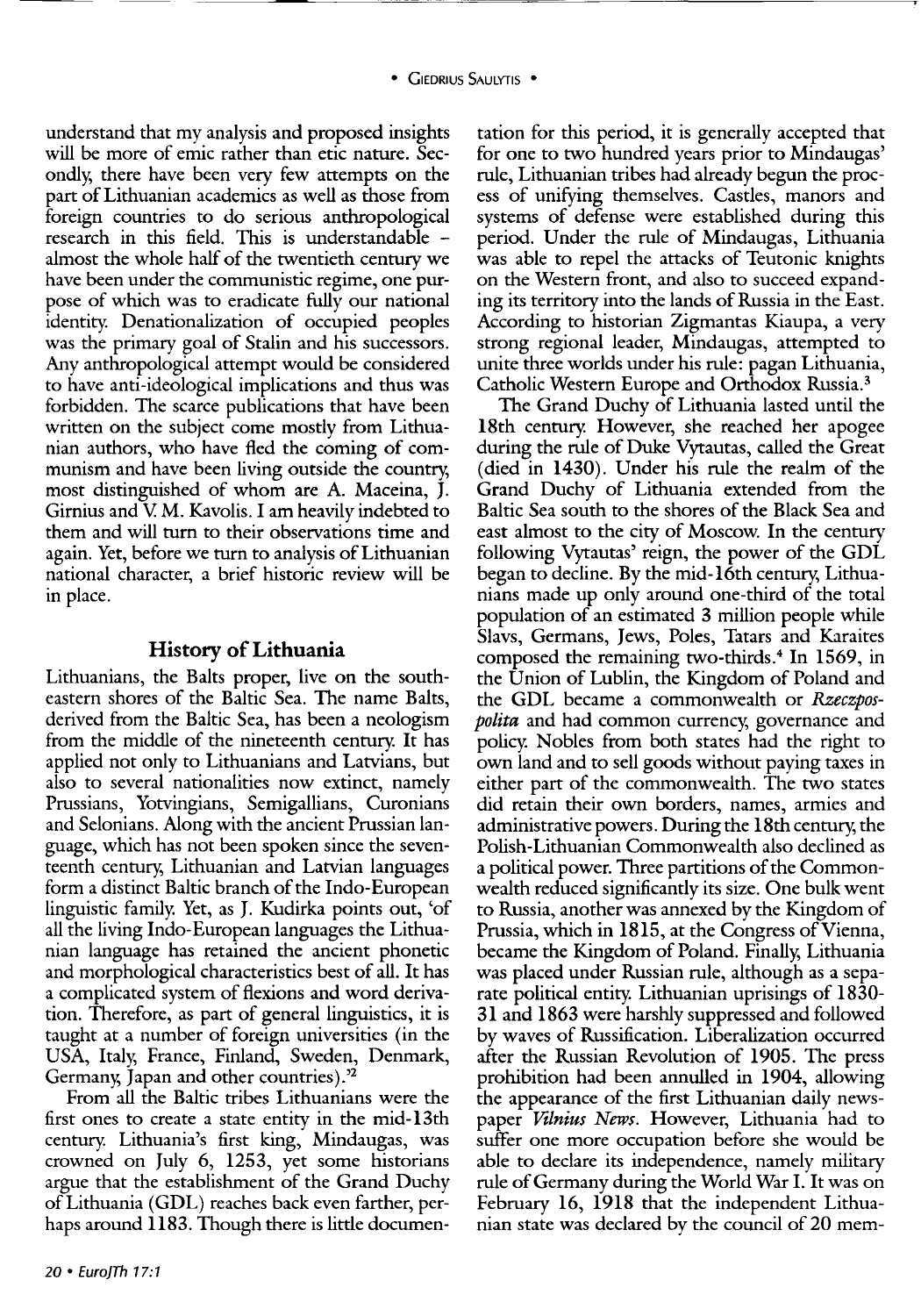understand that my analysis and proposed insights will be more of emic rather than etic nature. Secondly, there have been very few attempts on the part of Lithuanian academics as well as those from foreign countries to do serious anthropological research in this field. This is understandable – almost the whole half of the twentieth century we have been under the communistic regime, one purpose of which was to eradicate fully our national identity. Denationalization of occupied peoples was the primary goal of Stalin and his successors. Any anthropological attempt would be considered to have anti-ideological implications and thus was forbidden. The scarce publications that have been written on the subject come mostly from Lithuanian authors, who have fled the coming of communism and have been living outside the country, most distinguished of whom are A. Maceina, J. Girnius and V. M. Kavolis. I am heavily indebted to them and will turn to their observations time and again. Yet, before we turn to analysis of Lithuanian national character, a brief historic review will be in place.

## History of Lithuania

Lithuanians, the Balts proper, live on the south-eastern shores of the Baltic Sea. The name Balts, derived from the Baltic Sea, has been a neologism from the middle of the nineteenth century. It has applied not only to Lithuanians and Latvians, but also to several nationalities now extinct, namely Prussians, Yotvingians, Semigallians, Curonians and Selonians. Along with the ancient Prussian language, which has not been spoken since the seventeenth century, Lithuanian and Latvian languages form a distinct Baltic branch of the Indo-European linguistic family. Yet, as J. Kudirka points out, 'of all the living Indo-European languages the Lithuanian language has retained the ancient phonetic and morphological characteristics best of all. It has a complicated system of flexions and word derivation. Therefore, as part of general linguistics, it is taught at a number of foreign universities (in the USA, Italy, France, Finland, Sweden, Denmark, Germany, Japan and other countries).'[2]

From all the Baltic tribes Lithuanians were the first ones to create a state entity in the mid-13th century. Lithuania's first king, Mindaugas, was crowned on July 6, 1253, yet some historians argue that the establishment of the Grand Duchy of Lithuania (GDL) reaches back even farther, perhaps around 1183. Though there is little documentation for this period, it is generally accepted that for one to two hundred years prior to Mindaugas' rule, Lithuanian tribes had already begun the process of unifying themselves. Castles, manors and systems of defense were established during this period. Under the rule of Mindaugas, Lithuania was able to repel the attacks of Teutonic knights on the Western front, and also to succeed expanding its territory into the lands of Russia in the East. According to historian Zigmantas Kiaupa, a very strong regional leader, Mindaugas, attempted to unite three worlds under his rule: pagan Lithuania, Catholic Western Europe and Orthodox Russia.[3]

The Grand Duchy of Lithuania lasted until the 18th century. However, she reached her apogee during the rule of Duke Vytautas, called the Great (died in 1430). Under his rule the realm of the Grand Duchy of Lithuania extended from the Baltic Sea south to the shores of the Black Sea and east almost to the city of Moscow. In the century following Vytautas' reign, the power of the GDL began to decline. By the mid-16th century, Lithuanians made up only around one-third of the total population of an estimated 3 million people while Slavs, Germans, Jews, Poles, Tatars and Karaites composed the remaining two-thirds.[4] In 1569, in the Union of Lublin, the Kingdom of Poland and the GDL became a commonwealth or *Rzeczpospolita* and had common currency, governance and policy. Nobles from both states had the right to own land and to sell goods without paying taxes in either part of the commonwealth. The two states did retain their own borders, names, armies and administrative powers. During the 18th century, the Polish-Lithuanian Commonwealth also declined as a political power. Three partitions of the Commonwealth reduced significantly its size. One bulk went to Russia, another was annexed by the Kingdom of Prussia, which in 1815, at the Congress of Vienna, became the Kingdom of Poland. Finally, Lithuania was placed under Russian rule, although as a separate political entity. Lithuanian uprisings of 1830-31 and 1863 were harshly suppressed and followed by waves of Russification. Liberalization occurred after the Russian Revolution of 1905. The press prohibition had been annulled in 1904, allowing the appearance of the first Lithuanian daily newspaper *Vilnius News*. However, Lithuania had to suffer one more occupation before she would be able to declare its independence, namely military rule of Germany during the World War I. It was on February 16, 1918 that the independent Lithuanian state was declared by the council of 20 mem-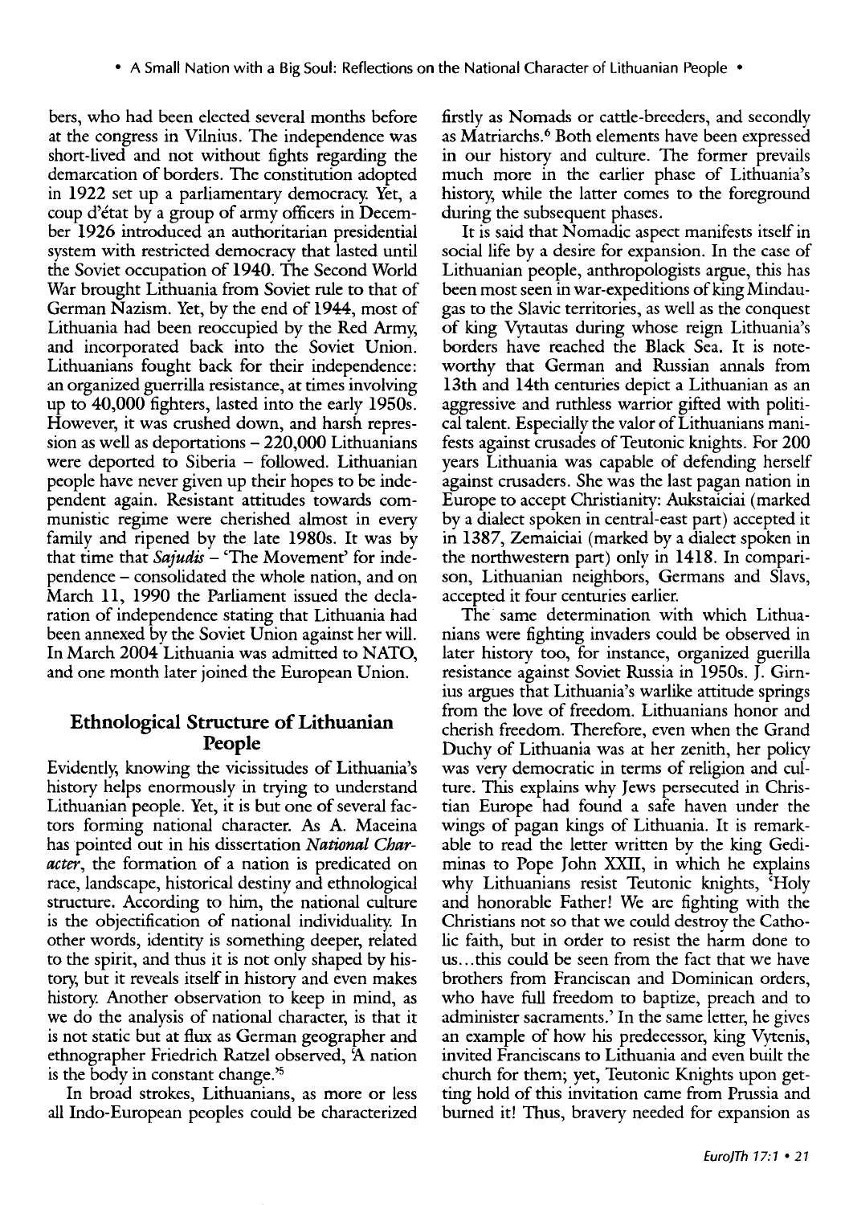bers, who had been elected several months before at the congress in Vilnius. The independence was short-lived and not without fights regarding the demarcation of borders. The constitution adopted in 1922 set up a parliamentary democracy. Yet, a coup d'état by a group of army officers in December 1926 introduced an authoritarian presidential system with restricted democracy that lasted until the Soviet occupation of 1940. The Second World War brought Lithuania from Soviet rule to that of German Nazism. Yet, by the end of 1944, most of Lithuania had been reoccupied by the Red Army, and incorporated back into the Soviet Union. Lithuanians fought back for their independence: an organized guerrilla resistance, at times involving up to 40,000 fighters, lasted into the early 1950s. However, it was crushed down, and harsh repression as well as deportations – 220,000 Lithuanians were deported to Siberia – followed. Lithuanian people have never given up their hopes to be independent again. Resistant attitudes towards communistic regime were cherished almost in every family and ripened by the late 1980s. It was by that time that *Sajudis* – 'The Movement' for independence – consolidated the whole nation, and on March 11, 1990 the Parliament issued the declaration of independence stating that Lithuania had been annexed by the Soviet Union against her will. In March 2004 Lithuania was admitted to NATO, and one month later joined the European Union.

## Ethnological Structure of Lithuanian People

Evidently, knowing the vicissitudes of Lithuania's history helps enormously in trying to understand Lithuanian people. Yet, it is but one of several factors forming national character. As A. Maceina has pointed out in his dissertation *National Character*, the formation of a nation is predicated on race, landscape, historical destiny and ethnological structure. According to him, the national culture is the objectification of national individuality. In other words, identity is something deeper, related to the spirit, and thus it is not only shaped by history, but it reveals itself in history and even makes history. Another observation to keep in mind, as we do the analysis of national character, is that it is not static but at flux as German geographer and ethnographer Friedrich Ratzel observed, 'A nation is the body in constant change.'[5]

In broad strokes, Lithuanians, as more or less all Indo-European peoples could be characterized firstly as Nomads or cattle-breeders, and secondly as Matriarchs.[6] Both elements have been expressed in our history and culture. The former prevails much more in the earlier phase of Lithuania's history, while the latter comes to the foreground during the subsequent phases.

It is said that Nomadic aspect manifests itself in social life by a desire for expansion. In the case of Lithuanian people, anthropologists argue, this has been most seen in war-expeditions of king Mindaugas to the Slavic territories, as well as the conquest of king Vytautas during whose reign Lithuania's borders have reached the Black Sea. It is noteworthy that German and Russian annals from 13th and 14th centuries depict a Lithuanian as an aggressive and ruthless warrior gifted with political talent. Especially the valor of Lithuanians manifests against crusades of Teutonic knights. For 200 years Lithuania was capable of defending herself against crusaders. She was the last pagan nation in Europe to accept Christianity: Aukstaiciai (marked by a dialect spoken in central-east part) accepted it in 1387, Zemaiciai (marked by a dialect spoken in the northwestern part) only in 1418. In comparison, Lithuanian neighbors, Germans and Slavs, accepted it four centuries earlier.

The same determination with which Lithuanians were fighting invaders could be observed in later history too, for instance, organized guerilla resistance against Soviet Russia in 1950s. J. Girnius argues that Lithuania's warlike attitude springs from the love of freedom. Lithuanians honor and cherish freedom. Therefore, even when the Grand Duchy of Lithuania was at her zenith, her policy was very democratic in terms of religion and culture. This explains why Jews persecuted in Christian Europe had found a safe haven under the wings of pagan kings of Lithuania. It is remarkable to read the letter written by the king Gediminas to Pope John XXII, in which he explains why Lithuanians resist Teutonic knights, 'Holy and honorable Father! We are fighting with the Christians not so that we could destroy the Catholic faith, but in order to resist the harm done to us...this could be seen from the fact that we have brothers from Franciscan and Dominican orders, who have full freedom to baptize, preach and to administer sacraments.' In the same letter, he gives an example of how his predecessor, king Vytenis, invited Franciscans to Lithuania and even built the church for them; yet, Teutonic Knights upon getting hold of this invitation came from Prussia and burned it! Thus, bravery needed for expansion as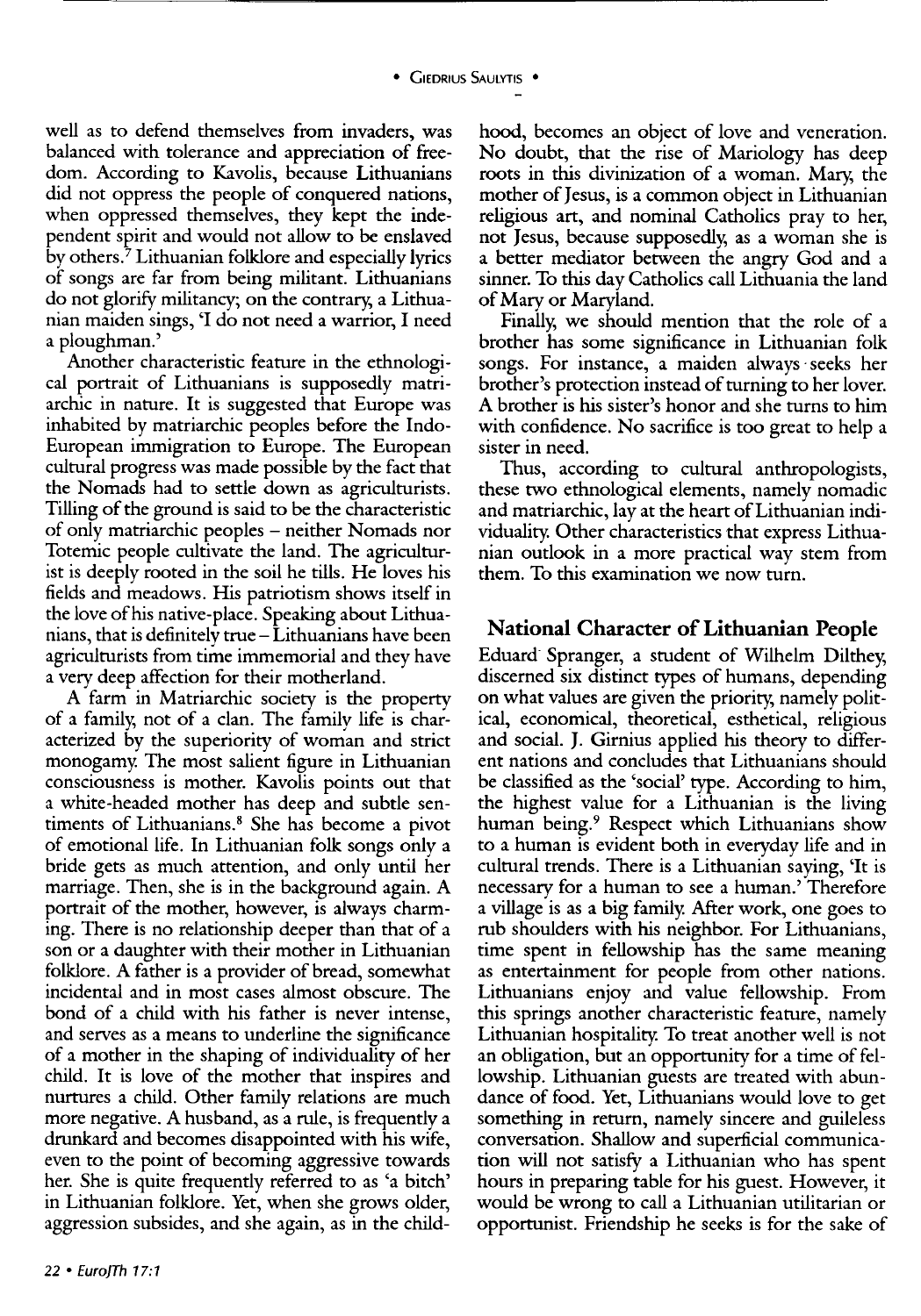well as to defend themselves from invaders, was balanced with tolerance and appreciation of freedom. According to Kavolis, because Lithuanians did not oppress the people of conquered nations, when oppressed themselves, they kept the independent spirit and would not allow to be enslaved by others.[7] Lithuanian folklore and especially lyrics of songs are far from being militant. Lithuanians do not glorify militancy; on the contrary, a Lithuanian maiden sings, 'I do not need a warrior, I need a ploughman.'

Another characteristic feature in the ethnological portrait of Lithuanians is supposedly matriarchic in nature. It is suggested that Europe was inhabited by matriarchic peoples before the Indo-European immigration to Europe. The European cultural progress was made possible by the fact that the Nomads had to settle down as agriculturists. Tilling of the ground is said to be the characteristic of only matriarchic peoples – neither Nomads nor Totemic people cultivate the land. The agriculturist is deeply rooted in the soil he tills. He loves his fields and meadows. His patriotism shows itself in the love of his native-place. Speaking about Lithuanians, that is definitely true – Lithuanians have been agriculturists from time immemorial and they have a very deep affection for their motherland.

A farm in Matriarchic society is the property of a family, not of a clan. The family life is characterized by the superiority of woman and strict monogamy. The most salient figure in Lithuanian consciousness is mother. Kavolis points out that a white-headed mother has deep and subtle sentiments of Lithuanians.[8] She has become a pivot of emotional life. In Lithuanian folk songs only a bride gets as much attention, and only until her marriage. Then, she is in the background again. A portrait of the mother, however, is always charming. There is no relationship deeper than that of a son or a daughter with their mother in Lithuanian folklore. A father is a provider of bread, somewhat incidental and in most cases almost obscure. The bond of a child with his father is never intense, and serves as a means to underline the significance of a mother in the shaping of individuality of her child. It is love of the mother that inspires and nurtures a child. Other family relations are much more negative. A husband, as a rule, is frequently a drunkard and becomes disappointed with his wife, even to the point of becoming aggressive towards her. She is quite frequently referred to as 'a bitch' in Lithuanian folklore. Yet, when she grows older, aggression subsides, and she again, as in the childhood, becomes an object of love and veneration. No doubt, that the rise of Mariology has deep roots in this divinization of a woman. Mary, the mother of Jesus, is a common object in Lithuanian religious art, and nominal Catholics pray to her, not Jesus, because supposedly, as a woman she is a better mediator between the angry God and a sinner. To this day Catholics call Lithuania the land of Mary or Maryland.

Finally, we should mention that the role of a brother has some significance in Lithuanian folk songs. For instance, a maiden always seeks her brother's protection instead of turning to her lover. A brother is his sister's honor and she turns to him with confidence. No sacrifice is too great to help a sister in need.

Thus, according to cultural anthropologists, these two ethnological elements, namely nomadic and matriarchic, lay at the heart of Lithuanian individuality. Other characteristics that express Lithuanian outlook in a more practical way stem from them. To this examination we now turn.

## National Character of Lithuanian People

Eduard Spranger, a student of Wilhelm Dilthey, discerned six distinct types of humans, depending on what values are given the priority, namely political, economical, theoretical, esthetical, religious and social. J. Girnius applied his theory to different nations and concludes that Lithuanians should be classified as the 'social' type. According to him, the highest value for a Lithuanian is the living human being.[9] Respect which Lithuanians show to a human is evident both in everyday life and in cultural trends. There is a Lithuanian saying, 'It is necessary for a human to see a human.' Therefore a village is as a big family. After work, one goes to rub shoulders with his neighbor. For Lithuanians, time spent in fellowship has the same meaning as entertainment for people from other nations. Lithuanians enjoy and value fellowship. From this springs another characteristic feature, namely Lithuanian hospitality. To treat another well is not an obligation, but an opportunity for a time of fellowship. Lithuanian guests are treated with abundance of food. Yet, Lithuanians would love to get something in return, namely sincere and guileless conversation. Shallow and superficial communication will not satisfy a Lithuanian who has spent hours in preparing table for his guest. However, it would be wrong to call a Lithuanian utilitarian or opportunist. Friendship he seeks is for the sake of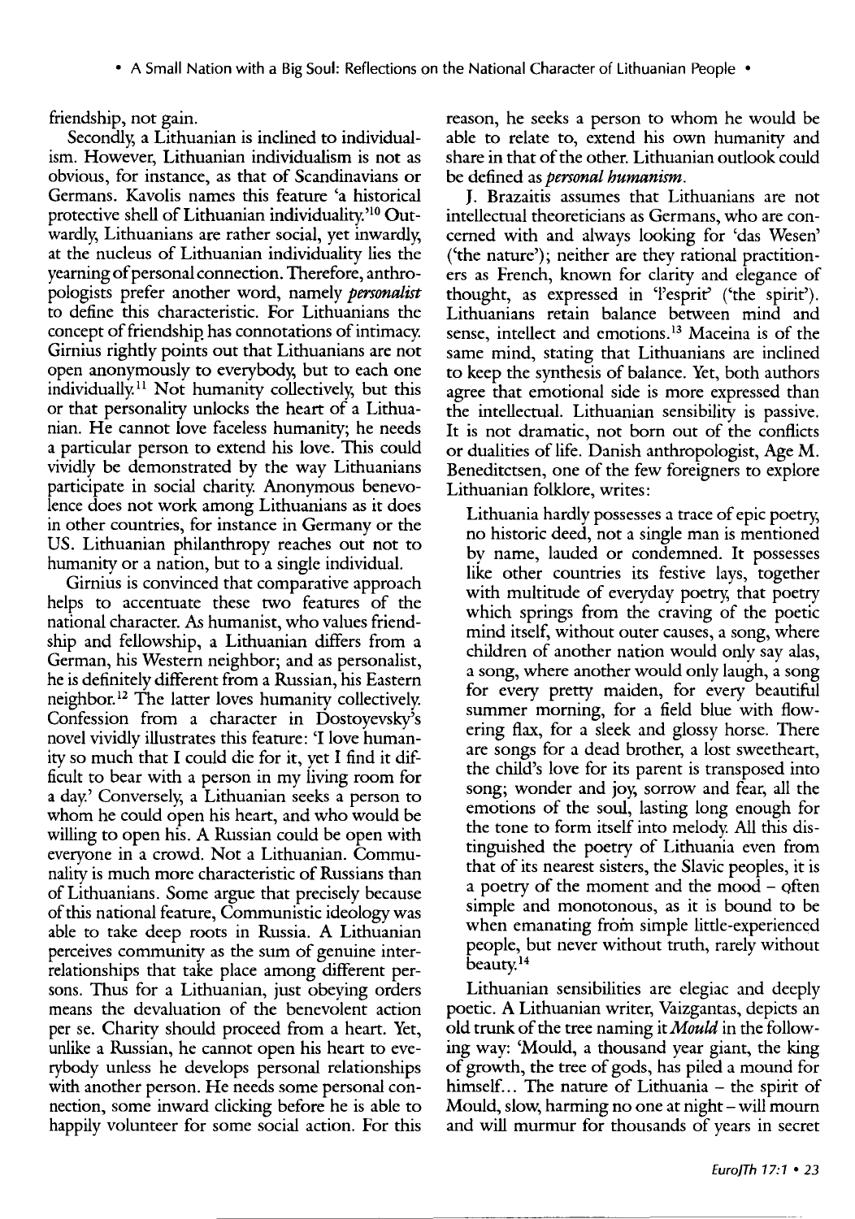friendship, not gain.

Secondly, a Lithuanian is inclined to individualism. However, Lithuanian individualism is not as obvious, for instance, as that of Scandinavians or Germans. Kavolis names this feature 'a historical protective shell of Lithuanian individuality.'[10] Outwardly, Lithuanians are rather social, yet inwardly, at the nucleus of Lithuanian individuality lies the yearning of personal connection. Therefore, anthropologists prefer another word, namely *personalist* to define this characteristic. For Lithuanians the concept of friendship has connotations of intimacy. Girnius rightly points out that Lithuanians are not open anonymously to everybody, but to each one individually.[11] Not humanity collectively, but this or that personality unlocks the heart of a Lithuanian. He cannot love faceless humanity; he needs a particular person to extend his love. This could vividly be demonstrated by the way Lithuanians participate in social charity. Anonymous benevolence does not work among Lithuanians as it does in other countries, for instance in Germany or the US. Lithuanian philanthropy reaches out not to humanity or a nation, but to a single individual.

Girnius is convinced that comparative approach helps to accentuate these two features of the national character. As humanist, who values friendship and fellowship, a Lithuanian differs from a German, his Western neighbor; and as personalist, he is definitely different from a Russian, his Eastern neighbor.[12] The latter loves humanity collectively. Confession from a character in Dostoyevsky's novel vividly illustrates this feature: 'I love humanity so much that I could die for it, yet I find it difficult to bear with a person in my living room for a day.' Conversely, a Lithuanian seeks a person to whom he could open his heart, and who would be willing to open his. A Russian could be open with everyone in a crowd. Not a Lithuanian. Communality is much more characteristic of Russians than of Lithuanians. Some argue that precisely because of this national feature, Communistic ideology was able to take deep roots in Russia. A Lithuanian perceives community as the sum of genuine interrelationships that take place among different persons. Thus for a Lithuanian, just obeying orders means the devaluation of the benevolent action per se. Charity should proceed from a heart. Yet, unlike a Russian, he cannot open his heart to everybody unless he develops personal relationships with another person. He needs some personal connection, some inward clicking before he is able to happily volunteer for some social action. For this reason, he seeks a person to whom he would be able to relate to, extend his own humanity and share in that of the other. Lithuanian outlook could be defined as *personal humanism*.

J. Brazaitis assumes that Lithuanians are not intellectual theoreticians as Germans, who are concerned with and always looking for 'das Wesen' ('the nature'); neither are they rational practitioners as French, known for clarity and elegance of thought, as expressed in 'l'esprit' ('the spirit'). Lithuanians retain balance between mind and sense, intellect and emotions.[13] Maceina is of the same mind, stating that Lithuanians are inclined to keep the synthesis of balance. Yet, both authors agree that emotional side is more expressed than the intellectual. Lithuanian sensibility is passive. It is not dramatic, not born out of the conflicts or dualities of life. Danish anthropologist, Age M. Beneditctsen, one of the few foreigners to explore Lithuanian folklore, writes:

> Lithuania hardly possesses a trace of epic poetry, no historic deed, not a single man is mentioned by name, lauded or condemned. It possesses like other countries its festive lays, together with multitude of everyday poetry, that poetry which springs from the craving of the poetic mind itself, without outer causes, a song, where children of another nation would only say alas, a song, where another would only laugh, a song for every pretty maiden, for every beautiful summer morning, for a field blue with flowering flax, for a sleek and glossy horse. There are songs for a dead brother, a lost sweetheart, the child's love for its parent is transposed into song; wonder and joy, sorrow and fear, all the emotions of the soul, lasting long enough for the tone to form itself into melody. All this distinguished the poetry of Lithuania even from that of its nearest sisters, the Slavic peoples, it is a poetry of the moment and the mood – often simple and monotonous, as it is bound to be when emanating from simple little-experienced people, but never without truth, rarely without beauty.[14]

Lithuanian sensibilities are elegiac and deeply poetic. A Lithuanian writer, Vaizgantas, depicts an old trunk of the tree naming it *Mould* in the following way: 'Mould, a thousand year giant, the king of growth, the tree of gods, has piled a mound for himself... The nature of Lithuania – the spirit of Mould, slow, harming no one at night – will mourn and will murmur for thousands of years in secret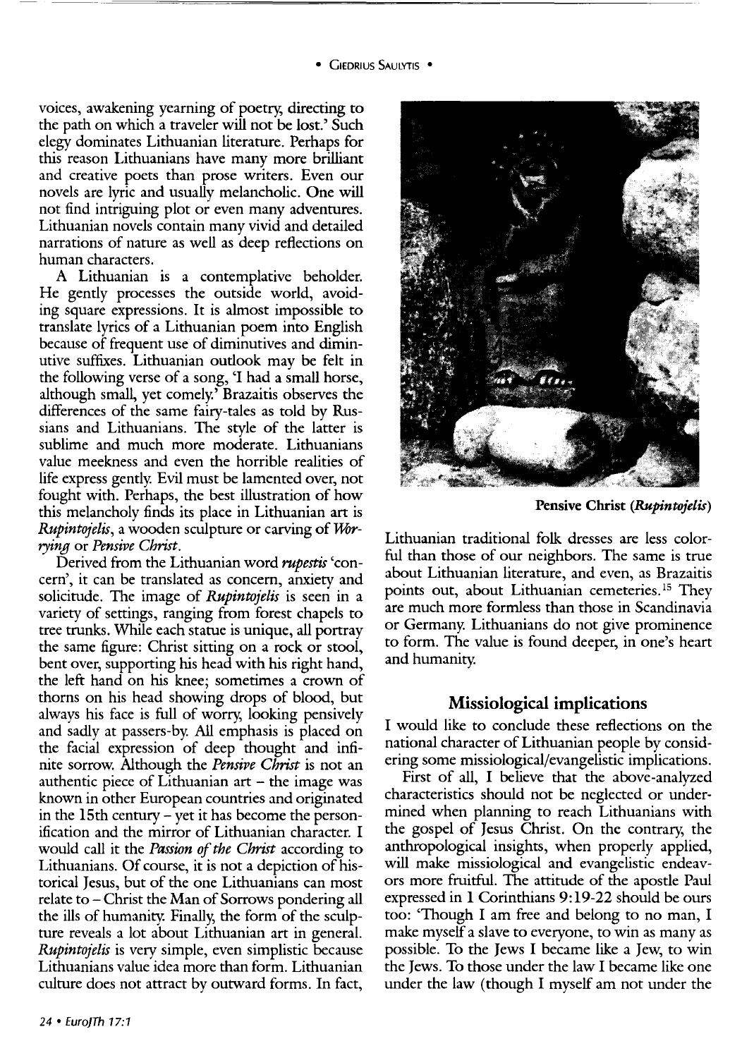voices, awakening yearning of poetry, directing to the path on which a traveler will not be lost.' Such elegy dominates Lithuanian literature. Perhaps for this reason Lithuanians have many more brilliant and creative poets than prose writers. Even our novels are lyric and usually melancholic. One will not find intriguing plot or even many adventures. Lithuanian novels contain many vivid and detailed narrations of nature as well as deep reflections on human characters.

A Lithuanian is a contemplative beholder. He gently processes the outside world, avoiding square expressions. It is almost impossible to translate lyrics of a Lithuanian poem into English because of frequent use of diminutives and diminutive suffixes. Lithuanian outlook may be felt in the following verse of a song, 'I had a small horse, although small, yet comely.' Brazaitis observes the differences of the same fairy-tales as told by Russians and Lithuanians. The style of the latter is sublime and much more moderate. Lithuanians value meekness and even the horrible realities of life express gently. Evil must be lamented over, not fought with. Perhaps, the best illustration of how this melancholy finds its place in Lithuanian art is *Rupintojelis*, a wooden sculpture or carving of *Worrying* or *Pensive Christ*.

Derived from the Lithuanian word *rupestis* 'concern', it can be translated as concern, anxiety and solicitude. The image of *Rupintojelis* is seen in a variety of settings, ranging from forest chapels to tree trunks. While each statue is unique, all portray the same figure: Christ sitting on a rock or stool, bent over, supporting his head with his right hand, the left hand on his knee; sometimes a crown of thorns on his head showing drops of blood, but always his face is full of worry, looking pensively and sadly at passers-by. All emphasis is placed on the facial expression of deep thought and infinite sorrow. Although the *Pensive Christ* is not an authentic piece of Lithuanian art – the image was known in other European countries and originated in the 15th century – yet it has become the personification and the mirror of Lithuanian character. I would call it the *Passion of the Christ* according to Lithuanians. Of course, it is not a depiction of historical Jesus, but of the one Lithuanians can most relate to – Christ the Man of Sorrows pondering all the ills of humanity. Finally, the form of the sculpture reveals a lot about Lithuanian art in general. *Rupintojelis* is very simple, even simplistic because Lithuanians value idea more than form. Lithuanian culture does not attract by outward forms. In fact, Lithuanian traditional folk dresses are less colorful than those of our neighbors. The same is true about Lithuanian literature, and even, as Brazaitis points out, about Lithuanian cemeteries.[15] They are much more formless than those in Scandinavia or Germany. Lithuanians do not give prominence to form. The value is found deeper, in one's heart and humanity.

**Pensive Christ (*Rupintojelis*)**

## Missiological implications

I would like to conclude these reflections on the national character of Lithuanian people by considering some missiological/evangelistic implications.

First of all, I believe that the above-analyzed characteristics should not be neglected or undermined when planning to reach Lithuanians with the gospel of Jesus Christ. On the contrary, the anthropological insights, when properly applied, will make missiological and evangelistic endeavors more fruitful. The attitude of the apostle Paul expressed in 1 Corinthians 9:19-22 should be ours too: 'Though I am free and belong to no man, I make myself a slave to everyone, to win as many as possible. To the Jews I became like a Jew, to win the Jews. To those under the law I became like one under the law (though I myself am not under the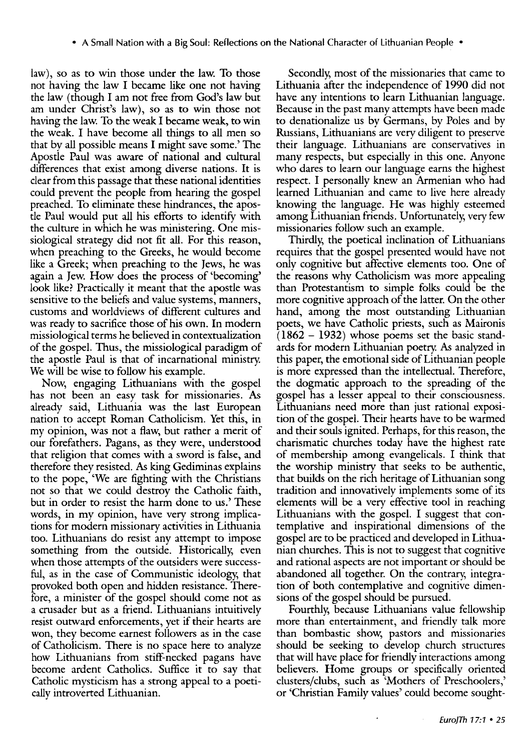law), so as to win those under the law. To those not having the law I became like one not having the law (though I am not free from God's law but am under Christ's law), so as to win those not having the law. To the weak I became weak, to win the weak. I have become all things to all men so that by all possible means I might save some.' The Apostle Paul was aware of national and cultural differences that exist among diverse nations. It is clear from this passage that these national identities could prevent the people from hearing the gospel preached. To eliminate these hindrances, the apostle Paul would put all his efforts to identify with the culture in which he was ministering. One missiological strategy did not fit all. For this reason, when preaching to the Greeks, he would become like a Greek; when preaching to the Jews, he was again a Jew. How does the process of 'becoming' look like? Practically it meant that the apostle was sensitive to the beliefs and value systems, manners, customs and worldviews of different cultures and was ready to sacrifice those of his own. In modern missiological terms he believed in contextualization of the gospel. Thus, the missiological paradigm of the apostle Paul is that of incarnational ministry. We will be wise to follow his example.

Now, engaging Lithuanians with the gospel has not been an easy task for missionaries. As already said, Lithuania was the last European nation to accept Roman Catholicism. Yet this, in my opinion, was not a flaw, but rather a merit of our forefathers. Pagans, as they were, understood that religion that comes with a sword is false, and therefore they resisted. As king Gediminas explains to the pope, 'We are fighting with the Christians not so that we could destroy the Catholic faith, but in order to resist the harm done to us.' These words, in my opinion, have very strong implications for modern missionary activities in Lithuania too. Lithuanians do resist any attempt to impose something from the outside. Historically, even when those attempts of the outsiders were successful, as in the case of Communistic ideology, that provoked both open and hidden resistance. Therefore, a minister of the gospel should come not as a crusader but as a friend. Lithuanians intuitively resist outward enforcements, yet if their hearts are won, they become earnest followers as in the case of Catholicism. There is no space here to analyze how Lithuanians from stiff-necked pagans have become ardent Catholics. Suffice it to say that Catholic mysticism has a strong appeal to a poetically introverted Lithuanian.

Secondly, most of the missionaries that came to Lithuania after the independence of 1990 did not have any intentions to learn Lithuanian language. Because in the past many attempts have been made to denationalize us by Germans, by Poles and by Russians, Lithuanians are very diligent to preserve their language. Lithuanians are conservatives in many respects, but especially in this one. Anyone who dares to learn our language earns the highest respect. I personally knew an Armenian who had learned Lithuanian and came to live here already knowing the language. He was highly esteemed among Lithuanian friends. Unfortunately, very few missionaries follow such an example.

Thirdly, the poetical inclination of Lithuanians requires that the gospel presented would have not only cognitive but affective elements too. One of the reasons why Catholicism was more appealing than Protestantism to simple folks could be the more cognitive approach of the latter. On the other hand, among the most outstanding Lithuanian poets, we have Catholic priests, such as Maironis (1862 – 1932) whose poems set the basic standards for modern Lithuanian poetry. As analyzed in this paper, the emotional side of Lithuanian people is more expressed than the intellectual. Therefore, the dogmatic approach to the spreading of the gospel has a lesser appeal to their consciousness. Lithuanians need more than just rational exposition of the gospel. Their hearts have to be warmed and their souls ignited. Perhaps, for this reason, the charismatic churches today have the highest rate of membership among evangelicals. I think that the worship ministry that seeks to be authentic, that builds on the rich heritage of Lithuanian song tradition and innovatively implements some of its elements will be a very effective tool in reaching Lithuanians with the gospel. I suggest that contemplative and inspirational dimensions of the gospel are to be practiced and developed in Lithuanian churches. This is not to suggest that cognitive and rational aspects are not important or should be abandoned all together. On the contrary, integration of both contemplative and cognitive dimensions of the gospel should be pursued.

Fourthly, because Lithuanians value fellowship more than entertainment, and friendly talk more than bombastic show, pastors and missionaries should be seeking to develop church structures that will have place for friendly interactions among believers. Home groups or specifically oriented clusters/clubs, such as 'Mothers of Preschoolers,' or 'Christian Family values' could become sought-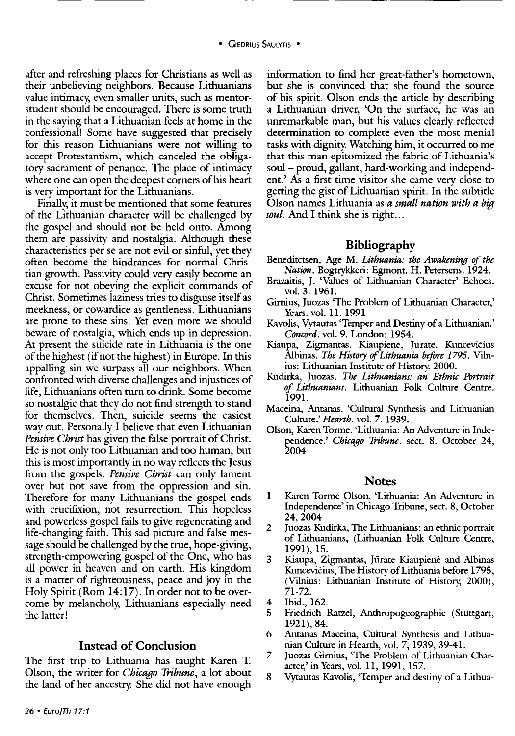after and refreshing places for Christians as well as their unbelieving neighbors. Because Lithuanians value intimacy, even smaller units, such as mentor-student should be encouraged. There is some truth in the saying that a Lithuanian feels at home in the confessional! Some have suggested that precisely for this reason Lithuanians were not willing to accept Protestantism, which canceled the obligatory sacrament of penance. The place of intimacy where one can open the deepest corners of his heart is very important for the Lithuanians.

Finally, it must be mentioned that some features of the Lithuanian character will be challenged by the gospel and should not be held onto. Among them are passivity and nostalgia. Although these characteristics per se are not evil or sinful, yet they often become the hindrances for normal Christian growth. Passivity could very easily become an excuse for not obeying the explicit commands of Christ. Sometimes laziness tries to disguise itself as meekness, or cowardice as gentleness. Lithuanians are prone to these sins. Yet even more we should beware of nostalgia, which ends up in depression. At present the suicide rate in Lithuania is the one of the highest (if not the highest) in Europe. In this appalling sin we surpass all our neighbors. When confronted with diverse challenges and injustices of life, Lithuanians often turn to drink. Some become so nostalgic that they do not find strength to stand for themselves. Then, suicide seems the easiest way out. Personally I believe that even Lithuanian *Pensive Christ* has given the false portrait of Christ. He is not only too Lithuanian and too human, but this is most importantly in no way reflects the Jesus from the gospels. *Pensive Christ* can only lament over but not save from the oppression and sin. Therefore for many Lithuanians the gospel ends with crucifixion, not resurrection. This hopeless and powerless gospel fails to give regenerating and life-changing faith. This sad picture and false message should be challenged by the true, hope-giving, strength-empowering gospel of the One, who has all power in heaven and on earth. His kingdom is a matter of righteousness, peace and joy in the Holy Spirit (Rom 14:17). In order not to be overcome by melancholy, Lithuanians especially need the latter!

## Instead of Conclusion

The first trip to Lithuania has taught Karen T. Olson, the writer for *Chicago Tribune*, a lot about the land of her ancestry. She did not have enough information to find her great-father's hometown, but she is convinced that she found the source of his spirit. Olson ends the article by describing a Lithuanian driver, 'On the surface, he was an unremarkable man, but his values clearly reflected determination to complete even the most menial tasks with dignity. Watching him, it occurred to me that this man epitomized the fabric of Lithuania's soul – proud, gallant, hard-working and independent.' As a first time visitor she came very close to getting the gist of Lithuanian spirit. In the subtitle Olson names Lithuania as ***a small nation with a big soul***. And I think she is right…

## Bibliography

Beneditctsen, Age M. *Lithuania: the Awakening of the Nation*. Bogtrykkeri: Egmont. H. Petersens. 1924.

Brazaitis, J. 'Values of Lithuanian Character' Echoes. vol. 3. 1961.

Girnius, Juozas 'The Problem of Lithuanian Character,' Years. vol. 11. 1991

Kavolis, Vytautas 'Temper and Destiny of a Lithuanian.' *Concord*. vol. 9. London: 1954.

Kiaupa, Zigmantas. Kiaupienė, Jūrate. Kuncevičius Albinas. *The History of Lithuania before 1795*. Vilnius: Lithuanian Institute of History. 2000.

Kudirka, Juozas. *The Lithuanians: an Ethnic Portrait of Lithuanians*. Lithuanian Folk Culture Centre. 1991.

Maceina, Antanas. 'Cultural Synthesis and Lithuanian Culture.' *Hearth*. vol. 7. 1939.

Olson, Karen Torme. 'Lithuania: An Adventure in Independence.' *Chicago Tribune*. sect. 8. October 24, 2004

## Notes

1. Karen Torme Olson, 'Lithuania: An Adventure in Independence' in Chicago Tribune, sect. 8, October 24, 2004
2. Juozas Kudirka, The Lithuanians: an ethnic portrait of Lithuanians, (Lithuanian Folk Culture Centre, 1991), 15.
3. Kiaupa, Zigmantas, Jūrate Kiaupienė and Albinas Kuncevičius, The History of Lithuania before 1795, (Vilnius: Lithuanian Institute of History, 2000), 71-72.
4. Ibid., 162.
5. Friedrich Ratzel, Anthropogeographie (Stuttgart, 1921), 84.
6. Antanas Maceina, Cultural Synthesis and Lithuanian Culture in Hearth, vol. 7, 1939, 39-41.
7. Juozas Girnius, 'The Problem of Lithuanian Character,' in Years, vol. 11, 1991, 157.
8. Vytautas Kavolis, 'Temper and destiny of a Lithua-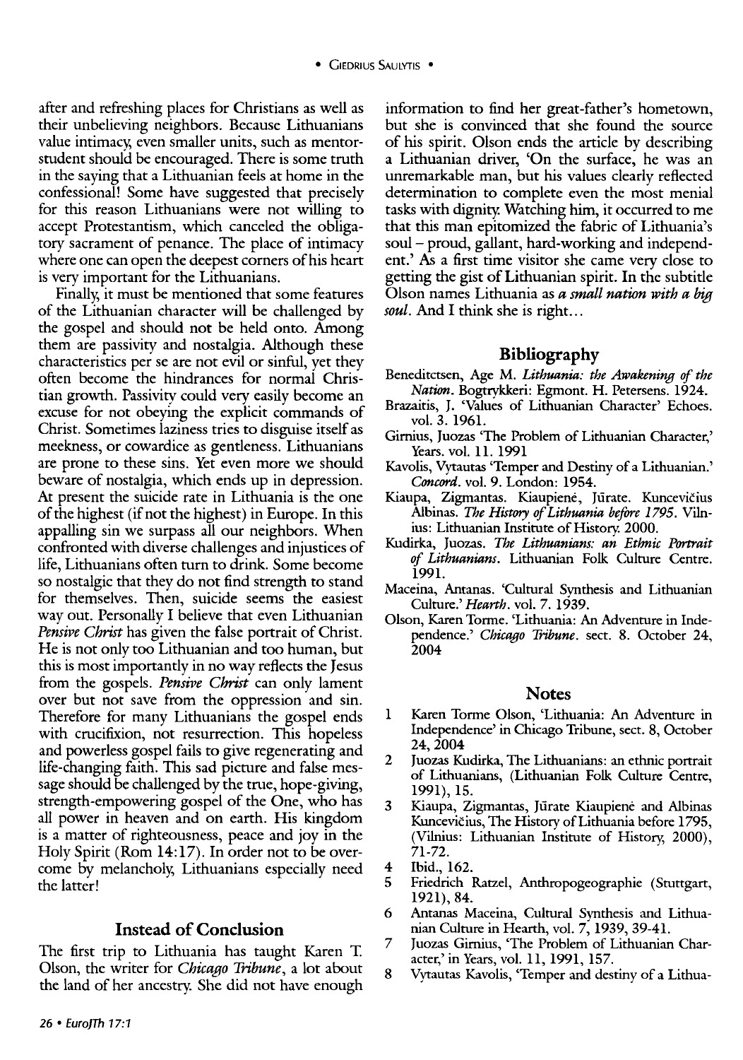after and refreshing places for Christians as well as their unbelieving neighbors. Because Lithuanians value intimacy, even smaller units, such as mentor-student should be encouraged. There is some truth in the saying that a Lithuanian feels at home in the confessional! Some have suggested that precisely for this reason Lithuanians were not willing to accept Protestantism, which canceled the obligatory sacrament of penance. The place of intimacy where one can open the deepest corners of his heart is very important for the Lithuanians.

Finally, it must be mentioned that some features of the Lithuanian character will be challenged by the gospel and should not be held onto. Among them are passivity and nostalgia. Although these characteristics per se are not evil or sinful, yet they often become the hindrances for normal Christian growth. Passivity could very easily become an excuse for not obeying the explicit commands of Christ. Sometimes laziness tries to disguise itself as meekness, or cowardice as gentleness. Lithuanians are prone to these sins. Yet even more we should beware of nostalgia, which ends up in depression. At present the suicide rate in Lithuania is the one of the highest (if not the highest) in Europe. In this appalling sin we surpass all our neighbors. When confronted with diverse challenges and injustices of life, Lithuanians often turn to drink. Some become so nostalgic that they do not find strength to stand for themselves. Then, suicide seems the easiest way out. Personally I believe that even Lithuanian *Pensive Christ* has given the false portrait of Christ. He is not only too Lithuanian and too human, but this is most importantly in no way reflects the Jesus from the gospels. *Pensive Christ* can only lament over but not save from the oppression and sin. Therefore for many Lithuanians the gospel ends with crucifixion, not resurrection. This hopeless and powerless gospel fails to give regenerating and life-changing faith. This sad picture and false message should be challenged by the true, hope-giving, strength-empowering gospel of the One, who has all power in heaven and on earth. His kingdom is a matter of righteousness, peace and joy in the Holy Spirit (Rom 14:17). In order not to be overcome by melancholy, Lithuanians especially need the latter!

## Instead of Conclusion

The first trip to Lithuania has taught Karen T. Olson, the writer for *Chicago Tribune*, a lot about the land of her ancestry. She did not have enough information to find her great-father's hometown, but she is convinced that she found the source of his spirit. Olson ends the article by describing a Lithuanian driver, 'On the surface, he was an unremarkable man, but his values clearly reflected determination to complete even the most menial tasks with dignity. Watching him, it occurred to me that this man epitomized the fabric of Lithuania's soul – proud, gallant, hard-working and independent.' As a first time visitor she came very close to getting the gist of Lithuanian spirit. In the subtitle Olson names Lithuania as *a small nation with a big soul*. And I think she is right…

## Bibliography

Beneditctsen, Age M. *Lithuania: the Awakening of the Nation*. Bogtrykkeri: Egmont. H. Petersens. 1924.

Brazaitis, J. 'Values of Lithuanian Character' Echoes. vol. 3. 1961.

Girnius, Juozas 'The Problem of Lithuanian Character,' Years. vol. 11. 1991

Kavolis, Vytautas 'Temper and Destiny of a Lithuanian.' *Concord*. vol. 9. London: 1954.

Kiaupa, Zigmantas. Kiaupienė, Jūrate. Kuncevičius Albinas. *The History of Lithuania before 1795*. Vilnius: Lithuanian Institute of History. 2000.

Kudirka, Juozas. *The Lithuanians: an Ethnic Portrait of Lithuanians*. Lithuanian Folk Culture Centre. 1991.

Maceina, Antanas. 'Cultural Synthesis and Lithuanian Culture.' *Hearth*. vol. 7. 1939.

Olson, Karen Torme. 'Lithuania: An Adventure in Independence.' *Chicago Tribune*. sect. 8. October 24, 2004

## Notes

1. Karen Torme Olson, 'Lithuania: An Adventure in Independence' in Chicago Tribune, sect. 8, October 24, 2004
2. Juozas Kudirka, The Lithuanians: an ethnic portrait of Lithuanians, (Lithuanian Folk Culture Centre, 1991), 15.
3. Kiaupa, Zigmantas, Jūrate Kiaupienė and Albinas Kuncevičius, The History of Lithuania before 1795, (Vilnius: Lithuanian Institute of History, 2000), 71-72.
4. Ibid., 162.
5. Friedrich Ratzel, Anthropogeographie (Stuttgart, 1921), 84.
6. Antanas Maceina, Cultural Synthesis and Lithuanian Culture in Hearth, vol. 7, 1939, 39-41.
7. Juozas Girnius, 'The Problem of Lithuanian Character,' in Years, vol. 11, 1991, 157.
8. Vytautas Kavolis, 'Temper and destiny of a Lithua-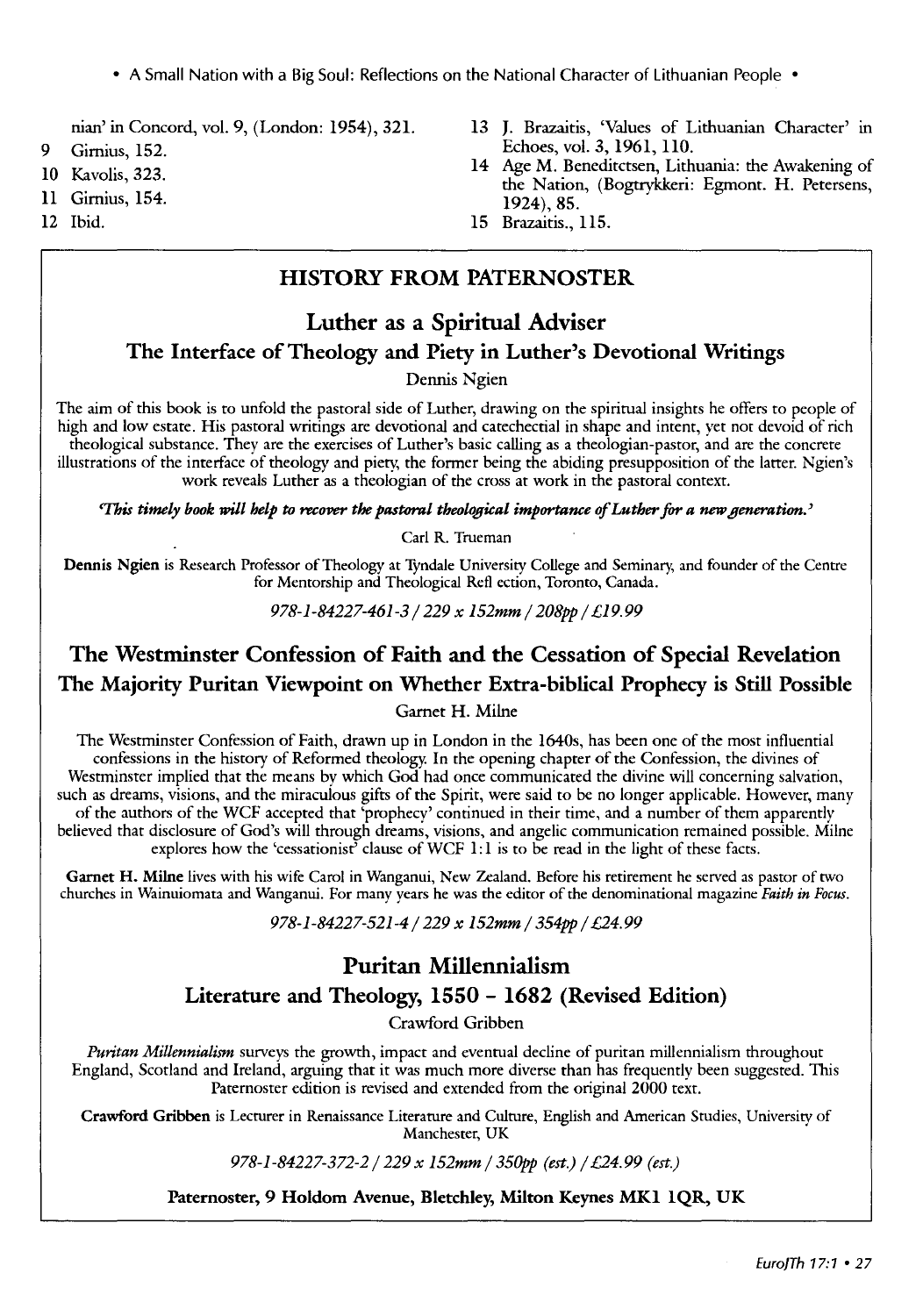nian' in Concord, vol. 9, (London: 1954), 321.

9 Girnius, 152.

10 Kavolis, 323.

11 Girnius, 154.

12 Ibid.

13 J. Brazaitis, 'Values of Lithuanian Character' in Echoes, vol. 3, 1961, 110.

14 Age M. Beneditctsen, Lithuania: the Awakening of the Nation, (Bogtrykkeri: Egmont. H. Petersens, 1924), 85.

15 Brazaitis., 115.

## HISTORY FROM PATERNOSTER

### Luther as a Spiritual Adviser

#### The Interface of Theology and Piety in Luther's Devotional Writings

Dennis Ngien

The aim of this book is to unfold the pastoral side of Luther, drawing on the spiritual insights he offers to people of high and low estate. His pastoral writings are devotional and catechectial in shape and intent, yet not devoid of rich theological substance. They are the exercises of Luther's basic calling as a theologian-pastor, and are the concrete illustrations of the interface of theology and piety, the former being the abiding presupposition of the latter. Ngien's work reveals Luther as a theologian of the cross at work in the pastoral context.

*'This timely book will help to recover the pastoral theological importance of Luther for a new generation.'*

Carl R. Trueman

**Dennis Ngien** is Research Professor of Theology at Tyndale University College and Seminary, and founder of the Centre for Mentorship and Theological Refl ection, Toronto, Canada.

*978-1-84227-461-3 / 229 x 152mm / 208pp / £19.99*

### The Westminster Confession of Faith and the Cessation of Special Revelation

#### The Majority Puritan Viewpoint on Whether Extra-biblical Prophecy is Still Possible

Garnet H. Milne

The Westminster Confession of Faith, drawn up in London in the 1640s, has been one of the most influential confessions in the history of Reformed theology. In the opening chapter of the Confession, the divines of Westminster implied that the means by which God had once communicated the divine will concerning salvation, such as dreams, visions, and the miraculous gifts of the Spirit, were said to be no longer applicable. However, many of the authors of the WCF accepted that 'prophecy' continued in their time, and a number of them apparently believed that disclosure of God's will through dreams, visions, and angelic communication remained possible. Milne explores how the 'cessationist' clause of WCF 1:1 is to be read in the light of these facts.

**Garnet H. Milne** lives with his wife Carol in Wanganui, New Zealand. Before his retirement he served as pastor of two churches in Wainuiomata and Wanganui. For many years he was the editor of the denominational magazine *Faith in Focus*.

*978-1-84227-521-4 / 229 x 152mm / 354pp / £24.99*

### Puritan Millennialism

#### Literature and Theology, 1550 – 1682 (Revised Edition)

Crawford Gribben

*Puritan Millennialism* surveys the growth, impact and eventual decline of puritan millennialism throughout England, Scotland and Ireland, arguing that it was much more diverse than has frequently been suggested. This Paternoster edition is revised and extended from the original 2000 text.

**Crawford Gribben** is Lecturer in Renaissance Literature and Culture, English and American Studies, University of Manchester, UK

*978-1-84227-372-2 / 229 x 152mm / 350pp (est.) / £24.99 (est.)*

**Paternoster, 9 Holdom Avenue, Bletchley, Milton Keynes MK1 1QR, UK**